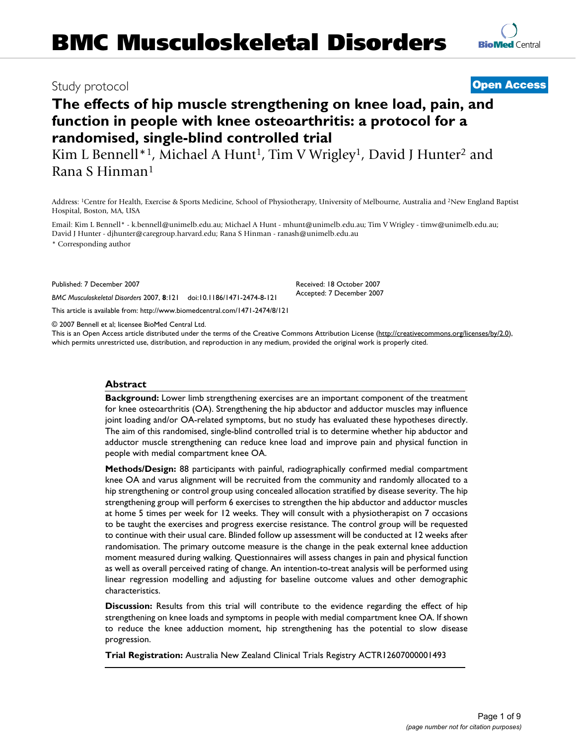BMC Musculoskeletal Disorders

Study protocol

**Open Access**

# The effects of hip muscle strengthening on knee load, pain, and function in people with knee osteoarthritis: a protocol for a randomised, single-blind controlled trial

Kim L Bennell*[1], Michael A Hunt[1], Tim V Wrigley[1], David J Hunter[2] and Rana S Hinman[1]

Address: [1]Centre for Health, Exercise & Sports Medicine, School of Physiotherapy, University of Melbourne, Australia and [2]New England Baptist Hospital, Boston, MA, USA

Email: Kim L Bennell* - k.bennell@unimelb.edu.au; Michael A Hunt - mhunt@unimelb.edu.au; Tim V Wrigley - timw@unimelb.edu.au; David J Hunter - djhunter@caregroup.harvard.edu; Rana S Hinman - ranash@unimelb.edu.au

* Corresponding author

Published: 7 December 2007

*BMC Musculoskeletal Disorders* 2007, **8**:121 doi:10.1186/1471-2474-8-121

Received: 18 October 2007
Accepted: 7 December 2007

This article is available from: http://www.biomedcentral.com/1471-2474/8/121

© 2007 Bennell et al; licensee BioMed Central Ltd.
This is an Open Access article distributed under the terms of the Creative Commons Attribution License (http://creativecommons.org/licenses/by/2.0), which permits unrestricted use, distribution, and reproduction in any medium, provided the original work is properly cited.

## Abstract

**Background:** Lower limb strengthening exercises are an important component of the treatment for knee osteoarthritis (OA). Strengthening the hip abductor and adductor muscles may influence joint loading and/or OA-related symptoms, but no study has evaluated these hypotheses directly. The aim of this randomised, single-blind controlled trial is to determine whether hip abductor and adductor muscle strengthening can reduce knee load and improve pain and physical function in people with medial compartment knee OA.

**Methods/Design:** 88 participants with painful, radiographically confirmed medial compartment knee OA and varus alignment will be recruited from the community and randomly allocated to a hip strengthening or control group using concealed allocation stratified by disease severity. The hip strengthening group will perform 6 exercises to strengthen the hip abductor and adductor muscles at home 5 times per week for 12 weeks. They will consult with a physiotherapist on 7 occasions to be taught the exercises and progress exercise resistance. The control group will be requested to continue with their usual care. Blinded follow up assessment will be conducted at 12 weeks after randomisation. The primary outcome measure is the change in the peak external knee adduction moment measured during walking. Questionnaires will assess changes in pain and physical function as well as overall perceived rating of change. An intention-to-treat analysis will be performed using linear regression modelling and adjusting for baseline outcome values and other demographic characteristics.

**Discussion:** Results from this trial will contribute to the evidence regarding the effect of hip strengthening on knee loads and symptoms in people with medial compartment knee OA. If shown to reduce the knee adduction moment, hip strengthening has the potential to slow disease progression.

**Trial Registration:** Australia New Zealand Clinical Trials Registry ACTR12607000001493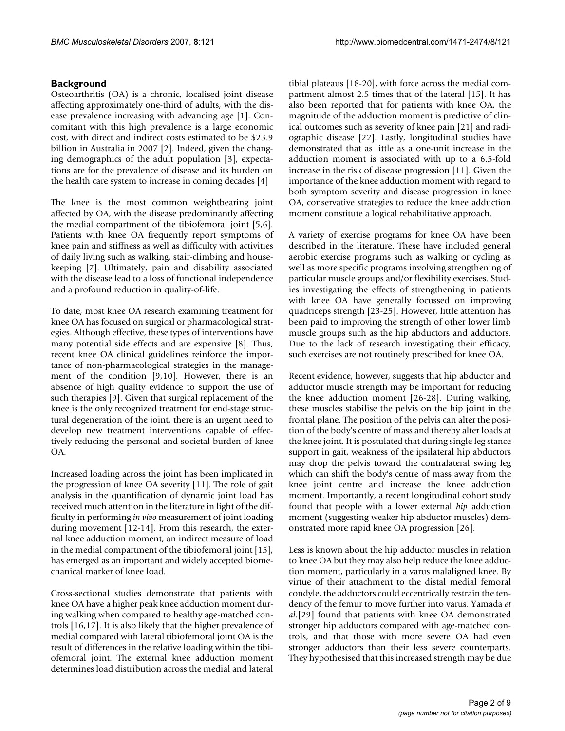## Background

Osteoarthritis (OA) is a chronic, localised joint disease affecting approximately one-third of adults, with the disease prevalence increasing with advancing age [1]. Concomitant with this high prevalence is a large economic cost, with direct and indirect costs estimated to be $23.9 billion in Australia in 2007 [2]. Indeed, given the changing demographics of the adult population [3], expectations are for the prevalence of disease and its burden on the health care system to increase in coming decades [4]

The knee is the most common weightbearing joint affected by OA, with the disease predominantly affecting the medial compartment of the tibiofemoral joint [5,6]. Patients with knee OA frequently report symptoms of knee pain and stiffness as well as difficulty with activities of daily living such as walking, stair-climbing and housekeeping [7]. Ultimately, pain and disability associated with the disease lead to a loss of functional independence and a profound reduction in quality-of-life.

To date, most knee OA research examining treatment for knee OA has focused on surgical or pharmacological strategies. Although effective, these types of interventions have many potential side effects and are expensive [8]. Thus, recent knee OA clinical guidelines reinforce the importance of non-pharmacological strategies in the management of the condition [9,10]. However, there is an absence of high quality evidence to support the use of such therapies [9]. Given that surgical replacement of the knee is the only recognized treatment for end-stage structural degeneration of the joint, there is an urgent need to develop new treatment interventions capable of effectively reducing the personal and societal burden of knee OA.

Increased loading across the joint has been implicated in the progression of knee OA severity [11]. The role of gait analysis in the quantification of dynamic joint load has received much attention in the literature in light of the difficulty in performing *in vivo* measurement of joint loading during movement [12-14]. From this research, the external knee adduction moment, an indirect measure of load in the medial compartment of the tibiofemoral joint [15], has emerged as an important and widely accepted biomechanical marker of knee load.

Cross-sectional studies demonstrate that patients with knee OA have a higher peak knee adduction moment during walking when compared to healthy age-matched controls [16,17]. It is also likely that the higher prevalence of medial compared with lateral tibiofemoral joint OA is the result of differences in the relative loading within the tibiofemoral joint. The external knee adduction moment determines load distribution across the medial and lateral tibial plateaus [18-20], with force across the medial compartment almost 2.5 times that of the lateral [15]. It has also been reported that for patients with knee OA, the magnitude of the adduction moment is predictive of clinical outcomes such as severity of knee pain [21] and radiographic disease [22]. Lastly, longitudinal studies have demonstrated that as little as a one-unit increase in the adduction moment is associated with up to a 6.5-fold increase in the risk of disease progression [11]. Given the importance of the knee adduction moment with regard to both symptom severity and disease progression in knee OA, conservative strategies to reduce the knee adduction moment constitute a logical rehabilitative approach.

A variety of exercise programs for knee OA have been described in the literature. These have included general aerobic exercise programs such as walking or cycling as well as more specific programs involving strengthening of particular muscle groups and/or flexibility exercises. Studies investigating the effects of strengthening in patients with knee OA have generally focussed on improving quadriceps strength [23-25]. However, little attention has been paid to improving the strength of other lower limb muscle groups such as the hip abductors and adductors. Due to the lack of research investigating their efficacy, such exercises are not routinely prescribed for knee OA.

Recent evidence, however, suggests that hip abductor and adductor muscle strength may be important for reducing the knee adduction moment [26-28]. During walking, these muscles stabilise the pelvis on the hip joint in the frontal plane. The position of the pelvis can alter the position of the body's centre of mass and thereby alter loads at the knee joint. It is postulated that during single leg stance support in gait, weakness of the ipsilateral hip abductors may drop the pelvis toward the contralateral swing leg which can shift the body's centre of mass away from the knee joint centre and increase the knee adduction moment. Importantly, a recent longitudinal cohort study found that people with a lower external *hip* adduction moment (suggesting weaker hip abductor muscles) demonstrated more rapid knee OA progression [26].

Less is known about the hip adductor muscles in relation to knee OA but they may also help reduce the knee adduction moment, particularly in a varus malaligned knee. By virtue of their attachment to the distal medial femoral condyle, the adductors could eccentrically restrain the tendency of the femur to move further into varus. Yamada *et al.*[29] found that patients with knee OA demonstrated stronger hip adductors compared with age-matched controls, and that those with more severe OA had even stronger adductors than their less severe counterparts. They hypothesised that this increased strength may be due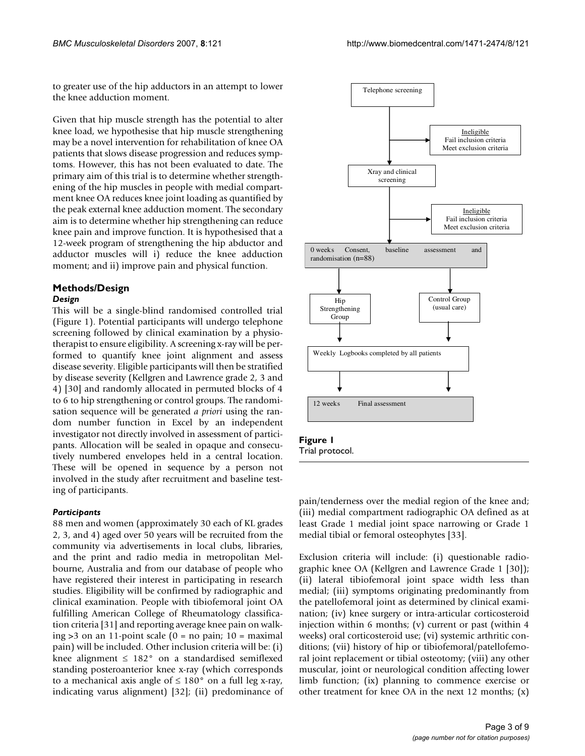to greater use of the hip adductors in an attempt to lower the knee adduction moment.

Given that hip muscle strength has the potential to alter knee load, we hypothesise that hip muscle strengthening may be a novel intervention for rehabilitation of knee OA patients that slows disease progression and reduces symptoms. However, this has not been evaluated to date. The primary aim of this trial is to determine whether strengthening of the hip muscles in people with medial compartment knee OA reduces knee joint loading as quantified by the peak external knee adduction moment. The secondary aim is to determine whether hip strengthening can reduce knee pain and improve function. It is hypothesised that a 12-week program of strengthening the hip abductor and adductor muscles will i) reduce the knee adduction moment; and ii) improve pain and physical function.

## Methods/Design

### *Design*

This will be a single-blind randomised controlled trial (Figure 1). Potential participants will undergo telephone screening followed by clinical examination by a physiotherapist to ensure eligibility. A screening x-ray will be performed to quantify knee joint alignment and assess disease severity. Eligible participants will then be stratified by disease severity (Kellgren and Lawrence grade 2, 3 and 4) [30] and randomly allocated in permuted blocks of 4 to 6 to hip strengthening or control groups. The randomisation sequence will be generated *a priori* using the random number function in Excel by an independent investigator not directly involved in assessment of participants. Allocation will be sealed in opaque and consecutively numbered envelopes held in a central location. These will be opened in sequence by a person not involved in the study after recruitment and baseline testing of participants.

### *Participants*

88 men and women (approximately 30 each of KL grades 2, 3, and 4) aged over 50 years will be recruited from the community via advertisements in local clubs, libraries, and the print and radio media in metropolitan Melbourne, Australia and from our database of people who have registered their interest in participating in research studies. Eligibility will be confirmed by radiographic and clinical examination. People with tibiofemoral joint OA fulfilling American College of Rheumatology classification criteria [31] and reporting average knee pain on walking >3 on an 11-point scale (0 = no pain; 10 = maximal pain) will be included. Other inclusion criteria will be: (i) knee alignment ≤ 182° on a standardised semiflexed standing posteroanterior knee x-ray (which corresponds to a mechanical axis angle of ≤ 180° on a full leg x-ray, indicating varus alignment) [32]; (ii) predominance of pain/tenderness over the medial region of the knee and; (iii) medial compartment radiographic OA defined as at least Grade 1 medial joint space narrowing or Grade 1 medial tibial or femoral osteophytes [33].

Exclusion criteria will include: (i) questionable radiographic knee OA (Kellgren and Lawrence Grade 1 [30]); (ii) lateral tibiofemoral joint space width less than medial; (iii) symptoms originating predominantly from the patellofemoral joint as determined by clinical examination; (iv) knee surgery or intra-articular corticosteroid injection within 6 months; (v) current or past (within 4 weeks) oral corticosteroid use; (vi) systemic arthritic conditions; (vii) history of hip or tibiofemoral/patellofemoral joint replacement or tibial osteotomy; (viii) any other muscular, joint or neurological condition affecting lower limb function; (ix) planning to commence exercise or other treatment for knee OA in the next 12 months; (x)

Telephone screening → Ineligible: Fail inclusion criteria / Meet exclusion criteria

Xray and clinical screening → Ineligible: Fail inclusion criteria / Meet exclusion criteria

0 weeks Consent, baseline assessment and randomisation (n=88)

Hip Strengthening Group | Control Group (usual care)

Weekly Logbooks completed by all patients

12 weeks Final assessment

**Figure 1**
Trial protocol.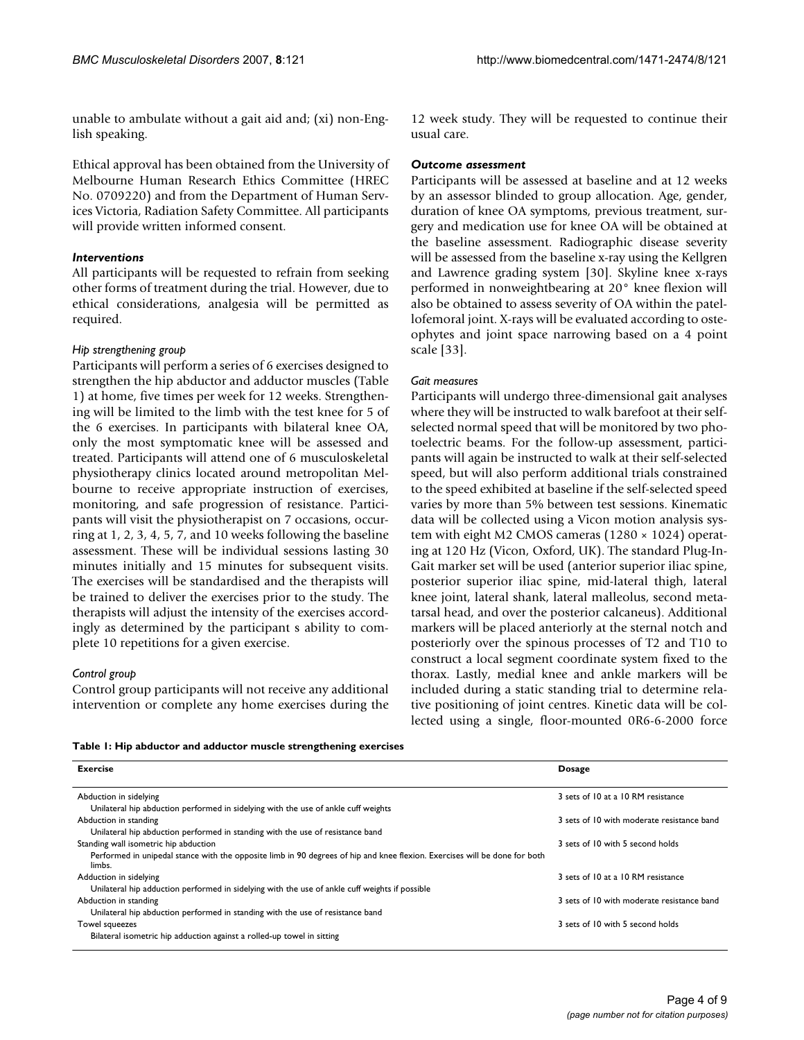unable to ambulate without a gait aid and; (xi) non-English speaking.

Ethical approval has been obtained from the University of Melbourne Human Research Ethics Committee (HREC No. 0709220) and from the Department of Human Services Victoria, Radiation Safety Committee. All participants will provide written informed consent.

### *Interventions*

All participants will be requested to refrain from seeking other forms of treatment during the trial. However, due to ethical considerations, analgesia will be permitted as required.

#### *Hip strengthening group*

Participants will perform a series of 6 exercises designed to strengthen the hip abductor and adductor muscles (Table 1) at home, five times per week for 12 weeks. Strengthening will be limited to the limb with the test knee for 5 of the 6 exercises. In participants with bilateral knee OA, only the most symptomatic knee will be assessed and treated. Participants will attend one of 6 musculoskeletal physiotherapy clinics located around metropolitan Melbourne to receive appropriate instruction of exercises, monitoring, and safe progression of resistance. Participants will visit the physiotherapist on 7 occasions, occurring at 1, 2, 3, 4, 5, 7, and 10 weeks following the baseline assessment. These will be individual sessions lasting 30 minutes initially and 15 minutes for subsequent visits. The exercises will be standardised and the therapists will be trained to deliver the exercises prior to the study. The therapists will adjust the intensity of the exercises accordingly as determined by the participant s ability to complete 10 repetitions for a given exercise.

#### *Control group*

Control group participants will not receive any additional intervention or complete any home exercises during the 12 week study. They will be requested to continue their usual care.

### *Outcome assessment*

Participants will be assessed at baseline and at 12 weeks by an assessor blinded to group allocation. Age, gender, duration of knee OA symptoms, previous treatment, surgery and medication use for knee OA will be obtained at the baseline assessment. Radiographic disease severity will be assessed from the baseline x-ray using the Kellgren and Lawrence grading system [30]. Skyline knee x-rays performed in nonweightbearing at 20° knee flexion will also be obtained to assess severity of OA within the patellofemoral joint. X-rays will be evaluated according to osteophytes and joint space narrowing based on a 4 point scale [33].

#### *Gait measures*

Participants will undergo three-dimensional gait analyses where they will be instructed to walk barefoot at their self-selected normal speed that will be monitored by two photoelectric beams. For the follow-up assessment, participants will again be instructed to walk at their self-selected speed, but will also perform additional trials constrained to the speed exhibited at baseline if the self-selected speed varies by more than 5% between test sessions. Kinematic data will be collected using a Vicon motion analysis system with eight M2 CMOS cameras (1280 × 1024) operating at 120 Hz (Vicon, Oxford, UK). The standard Plug-In-Gait marker set will be used (anterior superior iliac spine, posterior superior iliac spine, mid-lateral thigh, lateral knee joint, lateral shank, lateral malleolus, second metatarsal head, and over the posterior calcaneus). Additional markers will be placed anteriorly at the sternal notch and posteriorly over the spinous processes of T2 and T10 to construct a local segment coordinate system fixed to the thorax. Lastly, medial knee and ankle markers will be included during a static standing trial to determine relative positioning of joint centres. Kinetic data will be collected using a single, floor-mounted 0R6-6-2000 force

**Table 1: Hip abductor and adductor muscle strengthening exercises**

| Exercise | Dosage |
|---|---|
| Abduction in sidelying<br>Unilateral hip abduction performed in sidelying with the use of ankle cuff weights | 3 sets of 10 at a 10 RM resistance |
| Abduction in standing<br>Unilateral hip abduction performed in standing with the use of resistance band | 3 sets of 10 with moderate resistance band |
| Standing wall isometric hip abduction<br>Performed in unipedal stance with the opposite limb in 90 degrees of hip and knee flexion. Exercises will be done for both limbs. | 3 sets of 10 with 5 second holds |
| Adduction in sidelying<br>Unilateral hip adduction performed in sidelying with the use of ankle cuff weights if possible | 3 sets of 10 at a 10 RM resistance |
| Abduction in standing<br>Unilateral hip abduction performed in standing with the use of resistance band | 3 sets of 10 with moderate resistance band |
| Towel squeezes<br>Bilateral isometric hip adduction against a rolled-up towel in sitting | 3 sets of 10 with 5 second holds |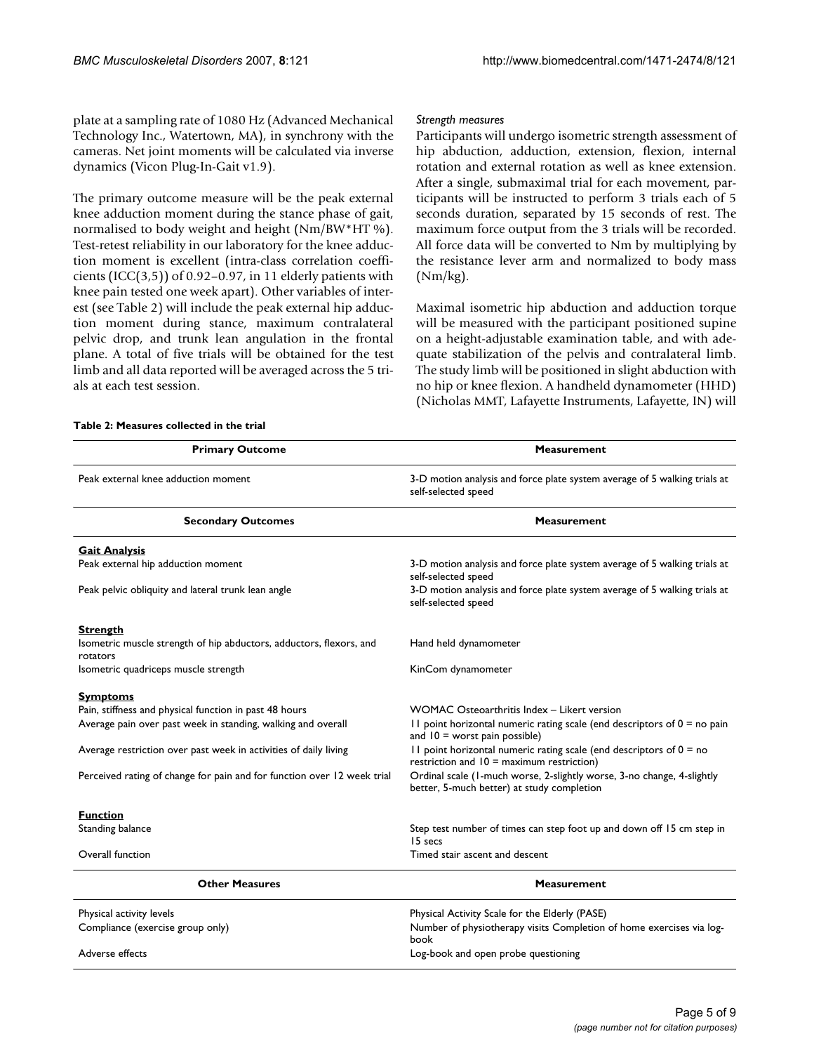plate at a sampling rate of 1080 Hz (Advanced Mechanical Technology Inc., Watertown, MA), in synchrony with the cameras. Net joint moments will be calculated via inverse dynamics (Vicon Plug-In-Gait v1.9).

The primary outcome measure will be the peak external knee adduction moment during the stance phase of gait, normalised to body weight and height (Nm/BW*HT %). Test-retest reliability in our laboratory for the knee adduction moment is excellent (intra-class correlation coefficients (ICC(3,5)) of 0.92–0.97, in 11 elderly patients with knee pain tested one week apart). Other variables of interest (see Table 2) will include the peak external hip adduction moment during stance, maximum contralateral pelvic drop, and trunk lean angulation in the frontal plane. A total of five trials will be obtained for the test limb and all data reported will be averaged across the 5 trials at each test session.

*Strength measures*

Participants will undergo isometric strength assessment of hip abduction, adduction, extension, flexion, internal rotation and external rotation as well as knee extension. After a single, submaximal trial for each movement, participants will be instructed to perform 3 trials each of 5 seconds duration, separated by 15 seconds of rest. The maximum force output from the 3 trials will be recorded. All force data will be converted to Nm by multiplying by the resistance lever arm and normalized to body mass (Nm/kg).

Maximal isometric hip abduction and adduction torque will be measured with the participant positioned supine on a height-adjustable examination table, and with adequate stabilization of the pelvis and contralateral limb. The study limb will be positioned in slight abduction with no hip or knee flexion. A handheld dynamometer (HHD) (Nicholas MMT, Lafayette Instruments, Lafayette, IN) will

**Table 2: Measures collected in the trial**

| Primary Outcome | Measurement |
|---|---|
| Peak external knee adduction moment | 3-D motion analysis and force plate system average of 5 walking trials at self-selected speed |
| **Secondary Outcomes** | **Measurement** |
| **Gait Analysis** | |
| Peak external hip adduction moment | 3-D motion analysis and force plate system average of 5 walking trials at self-selected speed |
| Peak pelvic obliquity and lateral trunk lean angle | 3-D motion analysis and force plate system average of 5 walking trials at self-selected speed |
| **Strength** | |
| Isometric muscle strength of hip abductors, adductors, flexors, and rotators | Hand held dynamometer |
| Isometric quadriceps muscle strength | KinCom dynamometer |
| **Symptoms** | |
| Pain, stiffness and physical function in past 48 hours | WOMAC Osteoarthritis Index – Likert version |
| Average pain over past week in standing, walking and overall | 11 point horizontal numeric rating scale (end descriptors of 0 = no pain and 10 = worst pain possible) |
| Average restriction over past week in activities of daily living | 11 point horizontal numeric rating scale (end descriptors of 0 = no restriction and 10 = maximum restriction) |
| Perceived rating of change for pain and for function over 12 week trial | Ordinal scale (1-much worse, 2-slightly worse, 3-no change, 4-slightly better, 5-much better) at study completion |
| **Function** | |
| Standing balance | Step test number of times can step foot up and down off 15 cm step in 15 secs |
| Overall function | Timed stair ascent and descent |
| **Other Measures** | **Measurement** |
| Physical activity levels | Physical Activity Scale for the Elderly (PASE) |
| Compliance (exercise group only) | Number of physiotherapy visits Completion of home exercises via log-book |
| Adverse effects | Log-book and open probe questioning |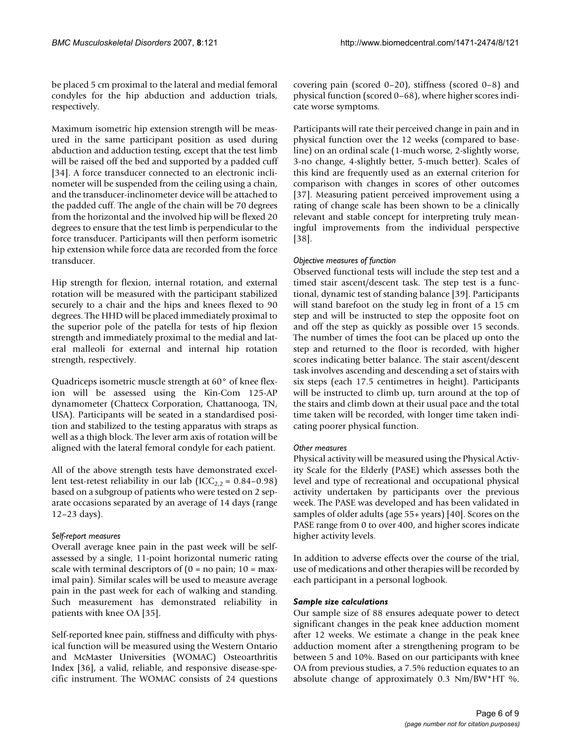be placed 5 cm proximal to the lateral and medial femoral condyles for the hip abduction and adduction trials, respectively.

Maximum isometric hip extension strength will be measured in the same participant position as used during abduction and adduction testing, except that the test limb will be raised off the bed and supported by a padded cuff [34]. A force transducer connected to an electronic inclinometer will be suspended from the ceiling using a chain, and the transducer-inclinometer device will be attached to the padded cuff. The angle of the chain will be 70 degrees from the horizontal and the involved hip will be flexed 20 degrees to ensure that the test limb is perpendicular to the force transducer. Participants will then perform isometric hip extension while force data are recorded from the force transducer.

Hip strength for flexion, internal rotation, and external rotation will be measured with the participant stabilized securely to a chair and the hips and knees flexed to 90 degrees. The HHD will be placed immediately proximal to the superior pole of the patella for tests of hip flexion strength and immediately proximal to the medial and lateral malleoli for external and internal hip rotation strength, respectively.

Quadriceps isometric muscle strength at 60° of knee flexion will be assessed using the Kin-Com 125-AP dynamometer (Chattecx Corporation, Chattanooga, TN, USA). Participants will be seated in a standardised position and stabilized to the testing apparatus with straps as well as a thigh block. The lever arm axis of rotation will be aligned with the lateral femoral condyle for each patient.

All of the above strength tests have demonstrated excellent test-retest reliability in our lab ($ICC_{2,2}$ = 0.84–0.98) based on a subgroup of patients who were tested on 2 separate occasions separated by an average of 14 days (range 12–23 days).

*Self-report measures*

Overall average knee pain in the past week will be self-assessed by a single, 11-point horizontal numeric rating scale with terminal descriptors of (0 = no pain; 10 = maximal pain). Similar scales will be used to measure average pain in the past week for each of walking and standing. Such measurement has demonstrated reliability in patients with knee OA [35].

Self-reported knee pain, stiffness and difficulty with physical function will be measured using the Western Ontario and McMaster Universities (WOMAC) Osteoarthritis Index [36], a valid, reliable, and responsive disease-specific instrument. The WOMAC consists of 24 questions covering pain (scored 0–20), stiffness (scored 0–8) and physical function (scored 0–68), where higher scores indicate worse symptoms.

Participants will rate their perceived change in pain and in physical function over the 12 weeks (compared to baseline) on an ordinal scale (1-much worse, 2-slightly worse, 3-no change, 4-slightly better, 5-much better). Scales of this kind are frequently used as an external criterion for comparison with changes in scores of other outcomes [37]. Measuring patient perceived improvement using a rating of change scale has been shown to be a clinically relevant and stable concept for interpreting truly meaningful improvements from the individual perspective [38].

*Objective measures of function*

Observed functional tests will include the step test and a timed stair ascent/descent task. The step test is a functional, dynamic test of standing balance [39]. Participants will stand barefoot on the study leg in front of a 15 cm step and will be instructed to step the opposite foot on and off the step as quickly as possible over 15 seconds. The number of times the foot can be placed up onto the step and returned to the floor is recorded, with higher scores indicating better balance. The stair ascent/descent task involves ascending and descending a set of stairs with six steps (each 17.5 centimetres in height). Participants will be instructed to climb up, turn around at the top of the stairs and climb down at their usual pace and the total time taken will be recorded, with longer time taken indicating poorer physical function.

*Other measures*

Physical activity will be measured using the Physical Activity Scale for the Elderly (PASE) which assesses both the level and type of recreational and occupational physical activity undertaken by participants over the previous week. The PASE was developed and has been validated in samples of older adults (age 55+ years) [40]. Scores on the PASE range from 0 to over 400, and higher scores indicate higher activity levels.

In addition to adverse effects over the course of the trial, use of medications and other therapies will be recorded by each participant in a personal logbook.

***Sample size calculations***

Our sample size of 88 ensures adequate power to detect significant changes in the peak knee adduction moment after 12 weeks. We estimate a change in the peak knee adduction moment after a strengthening program to be between 5 and 10%. Based on our participants with knee OA from previous studies, a 7.5% reduction equates to an absolute change of approximately 0.3 Nm/BW*HT %.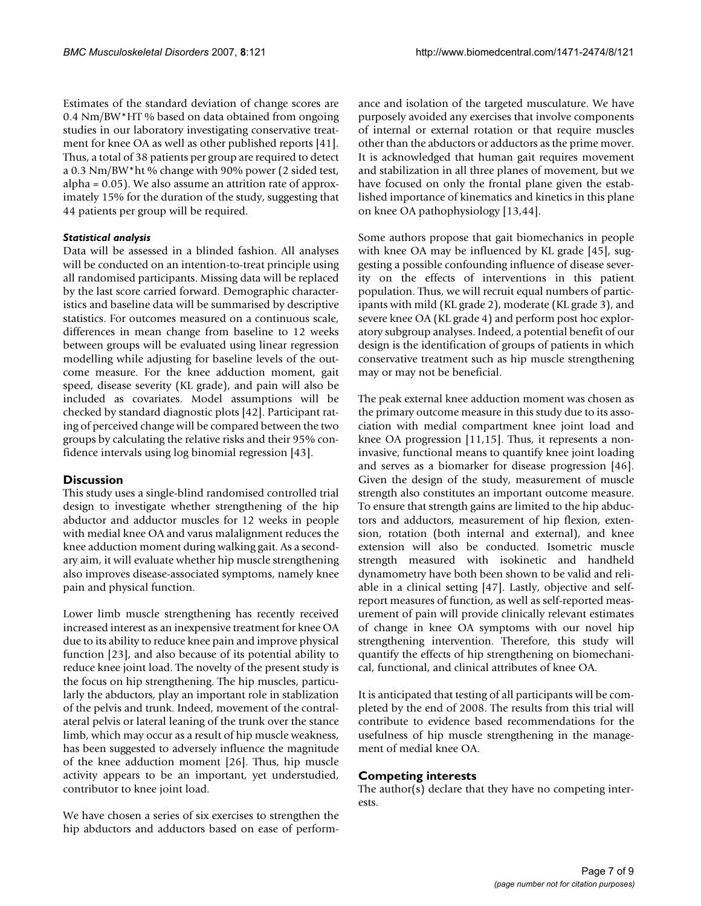Estimates of the standard deviation of change scores are 0.4 Nm/BW*HT % based on data obtained from ongoing studies in our laboratory investigating conservative treatment for knee OA as well as other published reports [41]. Thus, a total of 38 patients per group are required to detect a 0.3 Nm/BW*ht % change with 90% power (2 sided test, alpha = 0.05). We also assume an attrition rate of approximately 15% for the duration of the study, suggesting that 44 patients per group will be required.

#### *Statistical analysis*

Data will be assessed in a blinded fashion. All analyses will be conducted on an intention-to-treat principle using all randomised participants. Missing data will be replaced by the last score carried forward. Demographic characteristics and baseline data will be summarised by descriptive statistics. For outcomes measured on a continuous scale, differences in mean change from baseline to 12 weeks between groups will be evaluated using linear regression modelling while adjusting for baseline levels of the outcome measure. For the knee adduction moment, gait speed, disease severity (KL grade), and pain will also be included as covariates. Model assumptions will be checked by standard diagnostic plots [42]. Participant rating of perceived change will be compared between the two groups by calculating the relative risks and their 95% confidence intervals using log binomial regression [43].

## Discussion

This study uses a single-blind randomised controlled trial design to investigate whether strengthening of the hip abductor and adductor muscles for 12 weeks in people with medial knee OA and varus malalignment reduces the knee adduction moment during walking gait. As a secondary aim, it will evaluate whether hip muscle strengthening also improves disease-associated symptoms, namely knee pain and physical function.

Lower limb muscle strengthening has recently received increased interest as an inexpensive treatment for knee OA due to its ability to reduce knee pain and improve physical function [23], and also because of its potential ability to reduce knee joint load. The novelty of the present study is the focus on hip strengthening. The hip muscles, particularly the abductors, play an important role in stablization of the pelvis and trunk. Indeed, movement of the contralateral pelvis or lateral leaning of the trunk over the stance limb, which may occur as a result of hip muscle weakness, has been suggested to adversely influence the magnitude of the knee adduction moment [26]. Thus, hip muscle activity appears to be an important, yet understudied, contributor to knee joint load.

We have chosen a series of six exercises to strengthen the hip abductors and adductors based on ease of performance and isolation of the targeted musculature. We have purposely avoided any exercises that involve components of internal or external rotation or that require muscles other than the abductors or adductors as the prime mover. It is acknowledged that human gait requires movement and stabilization in all three planes of movement, but we have focused on only the frontal plane given the established importance of kinematics and kinetics in this plane on knee OA pathophysiology [13,44].

Some authors propose that gait biomechanics in people with knee OA may be influenced by KL grade [45], suggesting a possible confounding influence of disease severity on the effects of interventions in this patient population. Thus, we will recruit equal numbers of participants with mild (KL grade 2), moderate (KL grade 3), and severe knee OA (KL grade 4) and perform post hoc exploratory subgroup analyses. Indeed, a potential benefit of our design is the identification of groups of patients in which conservative treatment such as hip muscle strengthening may or may not be beneficial.

The peak external knee adduction moment was chosen as the primary outcome measure in this study due to its association with medial compartment knee joint load and knee OA progression [11,15]. Thus, it represents a non-invasive, functional means to quantify knee joint loading and serves as a biomarker for disease progression [46]. Given the design of the study, measurement of muscle strength also constitutes an important outcome measure. To ensure that strength gains are limited to the hip abductors and adductors, measurement of hip flexion, extension, rotation (both internal and external), and knee extension will also be conducted. Isometric muscle strength measured with isokinetic and handheld dynamometry have both been shown to be valid and reliable in a clinical setting [47]. Lastly, objective and self-report measures of function, as well as self-reported measurement of pain will provide clinically relevant estimates of change in knee OA symptoms with our novel hip strengthening intervention. Therefore, this study will quantify the effects of hip strengthening on biomechanical, functional, and clinical attributes of knee OA.

It is anticipated that testing of all participants will be completed by the end of 2008. The results from this trial will contribute to evidence based recommendations for the usefulness of hip muscle strengthening in the management of medial knee OA.

## Competing interests

The author(s) declare that they have no competing interests.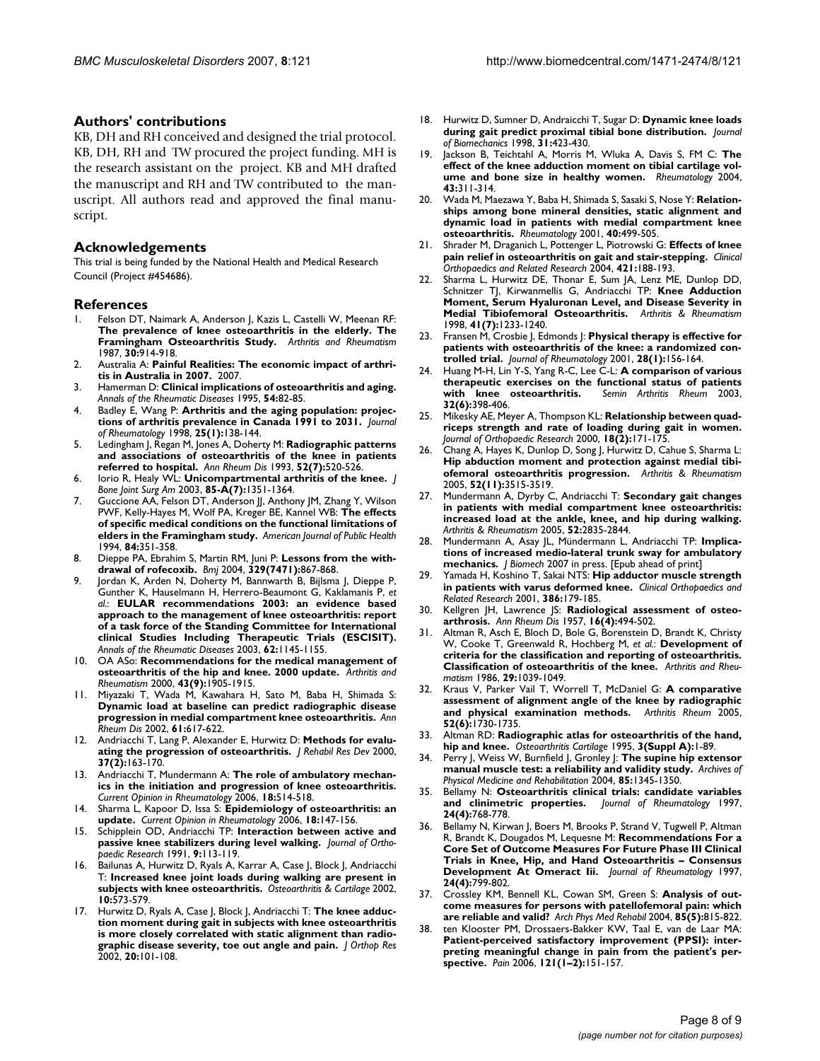## Authors' contributions

KB, DH and RH conceived and designed the trial protocol. KB, DH, RH and TW procured the project funding. MH is the research assistant on the project. KB and MH drafted the manuscript and RH and TW contributed to the manuscript. All authors read and approved the final manuscript.

## Acknowledgements

This trial is being funded by the National Health and Medical Research Council (Project #454686).

## References

1. Felson DT, Naimark A, Anderson J, Kazis L, Castelli W, Meenan RF: **The prevalence of knee osteoarthritis in the elderly. The Framingham Osteoarthritis Study.** *Arthritis and Rheumatism* 1987, **30:**914-918.
2. Australia A: **Painful Realities: The economic impact of arthritis in Australia in 2007.** 2007.
3. Hamerman D: **Clinical implications of osteoarthritis and aging.** *Annals of the Rheumatic Diseases* 1995, **54:**82-85.
4. Badley E, Wang P: **Arthritis and the aging population: projections of arthritis prevalence in Canada 1991 to 2031.** *Journal of Rheumatology* 1998, **25(1):**138-144.
5. Ledingham J, Regan M, Jones A, Doherty M: **Radiographic patterns and associations of osteoarthritis of the knee in patients referred to hospital.** *Ann Rheum Dis* 1993, **52(7):**520-526.
6. Iorio R, Healy WL: **Unicompartmental arthritis of the knee.** *J Bone Joint Surg Am* 2003, **85-A(7):**1351-1364.
7. Guccione AA, Felson DT, Anderson JJ, Anthony JM, Zhang Y, Wilson PWF, Kelly-Hayes M, Wolf PA, Kreger BE, Kannel WB: **The effects of specific medical conditions on the functional limitations of elders in the Framingham study.** *American Journal of Public Health* 1994, **84:**351-358.
8. Dieppe PA, Ebrahim S, Martin RM, Juni P: **Lessons from the withdrawal of rofecoxib.** *Bmj* 2004, **329(7471):**867-868.
9. Jordan K, Arden N, Doherty M, Bannwarth B, Bijlsma J, Dieppe P, Gunther K, Hauselmann H, Herrero-Beaumont G, Kaklamanis P, *et al.*: **EULAR recommendations 2003: an evidence based approach to the management of knee osteoarthritis: report of a task force of the Standing Committee for International clinical Studies Including Therapeutic Trials (ESCISIT).** *Annals of the Rheumatic Diseases* 2003, **62:**1145-1155.
10. OA ASo: **Recommendations for the medical management of osteoarthritis of the hip and knee. 2000 update.** *Arthritis and Rheumatism* 2000, **43(9):**1905-1915.
11. Miyazaki T, Wada M, Kawahara H, Sato M, Baba H, Shimada S: **Dynamic load at baseline can predict radiographic disease progression in medial compartment knee osteoarthritis.** *Ann Rheum Dis* 2002, **61:**617-622.
12. Andriacchi T, Lang P, Alexander E, Hurwitz D: **Methods for evaluating the progression of osteoarthritis.** *J Rehabil Res Dev* 2000, **37(2):**163-170.
13. Andriacchi T, Mundermann A: **The role of ambulatory mechanics in the initiation and progression of knee osteoarthritis.** *Current Opinion in Rheumatology* 2006, **18:**514-518.
14. Sharma L, Kapoor D, Issa S: **Epidemiology of osteoarthritis: an update.** *Current Opinion in Rheumatology* 2006, **18:**147-156.
15. Schipplein OD, Andriacchi TP: **Interaction between active and passive knee stabilizers during level walking.** *Journal of Orthopaedic Research* 1991, **9:**113-119.
16. Bailunas A, Hurwitz D, Ryals A, Karrar A, Case J, Block J, Andriacchi T: **Increased knee joint loads during walking are present in subjects with knee osteoarthritis.** *Osteoarthritis & Cartilage* 2002, **10:**573-579.
17. Hurwitz D, Ryals A, Case J, Block J, Andriacchi T: **The knee adduction moment during gait in subjects with knee osteoarthritis is more closely correlated with static alignment than radiographic disease severity, toe out angle and pain.** *J Orthop Res* 2002, **20:**101-108.
18. Hurwitz D, Sumner D, Andraicchi T, Sugar D: **Dynamic knee loads during gait predict proximal tibial bone distribution.** *Journal of Biomechanics* 1998, **31:**423-430.
19. Jackson B, Teichtahl A, Morris M, Wluka A, Davis S, FM C: **The effect of the knee adduction moment on tibial cartilage volume and bone size in healthy women.** *Rheumatology* 2004, **43:**311-314.
20. Wada M, Maezawa Y, Baba H, Shimada S, Sasaki S, Nose Y: **Relationships among bone mineral densities, static alignment and dynamic load in patients with medial compartment knee osteoarthritis.** *Rheumatology* 2001, **40:**499-505.
21. Shrader M, Draganich L, Pottenger L, Piotrowski G: **Effects of knee pain relief in osteoarthritis on gait and stair-stepping.** *Clinical Orthopaedics and Related Research* 2004, **421:**188-193.
22. Sharma L, Hurwitz DE, Thonar E, Sum JA, Lenz ME, Dunlop DD, Schnitzer TJ, Kirwanmellis G, Andriacchi TP: **Knee Adduction Moment, Serum Hyaluronan Level, and Disease Severity in Medial Tibiofemoral Osteoarthritis.** *Arthritis & Rheumatism* 1998, **41(7):**1233-1240.
23. Fransen M, Crosbie J, Edmonds J: **Physical therapy is effective for patients with osteoarthritis of the knee: a randomized controlled trial.** *Journal of Rheumatology* 2001, **28(1):**156-164.
24. Huang M-H, Lin Y-S, Yang R-C, Lee C-L: **A comparison of various therapeutic exercises on the functional status of patients with knee osteoarthritis.** *Semin Arthritis Rheum* 2003, **32(6):**398-406.
25. Mikesky AE, Meyer A, Thompson KL: **Relationship between quadriceps strength and rate of loading during gait in women.** *Journal of Orthopaedic Research* 2000, **18(2):**171-175.
26. Chang A, Hayes K, Dunlop D, Song J, Hurwitz D, Cahue S, Sharma L: **Hip abduction moment and protection against medial tibiofemoral osteoarthritis progression.** *Arthritis & Rheumatism* 2005, **52(11):**3515-3519.
27. Mundermann A, Dyrby C, Andriacchi T: **Secondary gait changes in patients with medial compartment knee osteoarthritis: increased load at the ankle, knee, and hip during walking.** *Arthritis & Rheumatism* 2005, **52:**2835-2844.
28. Mundermann A, Asay JL, Mündermann L, Andriacchi TP: **Implications of increased medio-lateral trunk sway for ambulatory mechanics.** *J Biomech* 2007 in press. [Epub ahead of print]
29. Yamada H, Koshino T, Sakai NTS: **Hip adductor muscle strength in patients with varus deformed knee.** *Clinical Orthopaedics and Related Research* 2001, **386:**179-185.
30. Kellgren JH, Lawrence JS: **Radiological assessment of osteoarthrosis.** *Ann Rheum Dis* 1957, **16(4):**494-502.
31. Altman R, Asch E, Bloch D, Bole G, Borenstein D, Brandt K, Christy W, Cooke T, Greenwald R, Hochberg M, *et al.*: **Development of criteria for the classification and reporting of osteoarthritis. Classification of osteoarthritis of the knee.** *Arthritis and Rheumatism* 1986, **29:**1039-1049.
32. Kraus V, Parker Vail T, Worrell T, McDaniel G: **A comparative assessment of alignment angle of the knee by radiographic and physical examination methods.** *Arthritis Rheum* 2005, **52(6):**1730-1735.
33. Altman RD: **Radiographic atlas for osteoarthritis of the hand, hip and knee.** *Osteoarthritis Cartilage* 1995, **3(Suppl A):**1-89.
34. Perry J, Weiss W, Burnfield J, Gronley J: **The supine hip extensor manual muscle test: a reliability and validity study.** *Archives of Physical Medicine and Rehabilitation* 2004, **85:**1345-1350.
35. Bellamy N: **Osteoarthritis clinical trials: candidate variables and clinimetric properties.** *Journal of Rheumatology* 1997, **24(4):**768-778.
36. Bellamy N, Kirwan J, Boers M, Brooks P, Strand V, Tugwell P, Altman R, Brandt K, Dougados M, Lequesne M: **Recommendations For a Core Set of Outcome Measures For Future Phase III Clinical Trials in Knee, Hip, and Hand Osteoarthritis – Consensus Development At Omeract Iii.** *Journal of Rheumatology* 1997, **24(4):**799-802.
37. Crossley KM, Bennell KL, Cowan SM, Green S: **Analysis of outcome measures for persons with patellofemoral pain: which are reliable and valid?** *Arch Phys Med Rehabil* 2004, **85(5):**815-822.
38. ten Klooster PM, Drossaers-Bakker KW, Taal E, van de Laar MA: **Patient-perceived satisfactory improvement (PPSI): interpreting meaningful change in pain from the patient's perspective.** *Pain* 2006, **121(1–2):**151-157.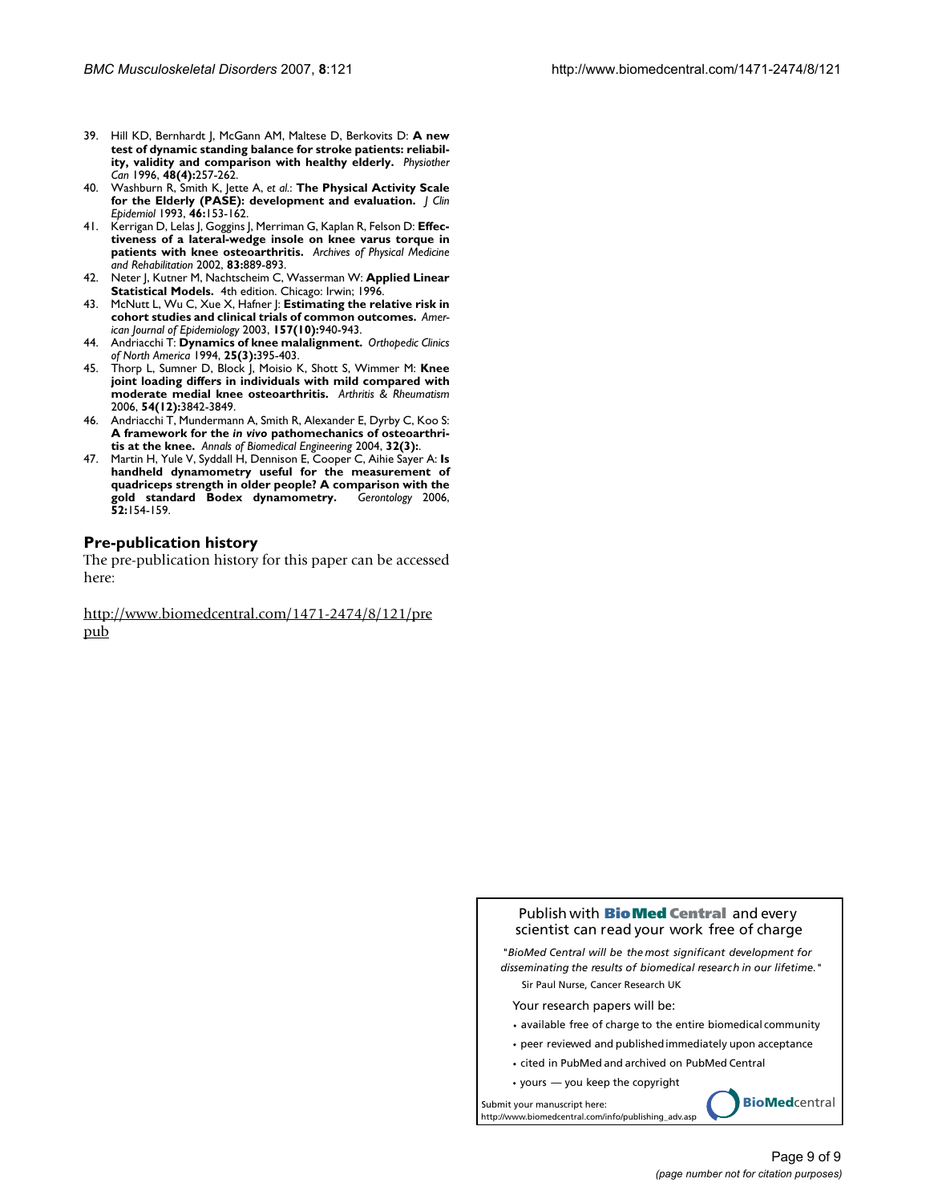39. Hill KD, Bernhardt J, McGann AM, Maltese D, Berkovits D: **A new test of dynamic standing balance for stroke patients: reliability, validity and comparison with healthy elderly.** *Physiother Can* 1996, **48(4):**257-262.
40. Washburn R, Smith K, Jette A, *et al.*: **The Physical Activity Scale for the Elderly (PASE): development and evaluation.** *J Clin Epidemiol* 1993, **46:**153-162.
41. Kerrigan D, Lelas J, Goggins J, Merriman G, Kaplan R, Felson D: **Effectiveness of a lateral-wedge insole on knee varus torque in patients with knee osteoarthritis.** *Archives of Physical Medicine and Rehabilitation* 2002, **83:**889-893.
42. Neter J, Kutner M, Nachtscheim C, Wasserman W: **Applied Linear Statistical Models.** 4th edition. Chicago: Irwin; 1996.
43. McNutt L, Wu C, Xue X, Hafner J: **Estimating the relative risk in cohort studies and clinical trials of common outcomes.** *American Journal of Epidemiology* 2003, **157(10):**940-943.
44. Andriacchi T: **Dynamics of knee malalignment.** *Orthopedic Clinics of North America* 1994, **25(3):**395-403.
45. Thorp L, Sumner D, Block J, Moisio K, Shott S, Wimmer M: **Knee joint loading differs in individuals with mild compared with moderate medial knee osteoarthritis.** *Arthritis & Rheumatism* 2006, **54(12):**3842-3849.
46. Andriacchi T, Mundermann A, Smith R, Alexander E, Dyrby C, Koo S: **A framework for the *in vivo* pathomechanics of osteoarthritis at the knee.** *Annals of Biomedical Engineering* 2004, **32(3):**.
47. Martin H, Yule V, Syddall H, Dennison E, Cooper C, Aihie Sayer A: **Is handheld dynamometry useful for the measurement of quadriceps strength in older people? A comparison with the gold standard Bodex dynamometry.** *Gerontology* 2006, **52:**154-159.

## Pre-publication history

The pre-publication history for this paper can be accessed here:

http://www.biomedcentral.com/1471-2474/8/121/prepub

Publish with **BioMed Central** and every scientist can read your work free of charge

*"BioMed Central will be the most significant development for disseminating the results of biomedical research in our lifetime."*

Sir Paul Nurse, Cancer Research UK

Your research papers will be:

- available free of charge to the entire biomedical community
- peer reviewed and published immediately upon acceptance
- cited in PubMed and archived on PubMed Central
- yours — you keep the copyright

Submit your manuscript here:
http://www.biomedcentral.com/info/publishing_adv.asp

BioMedcentral